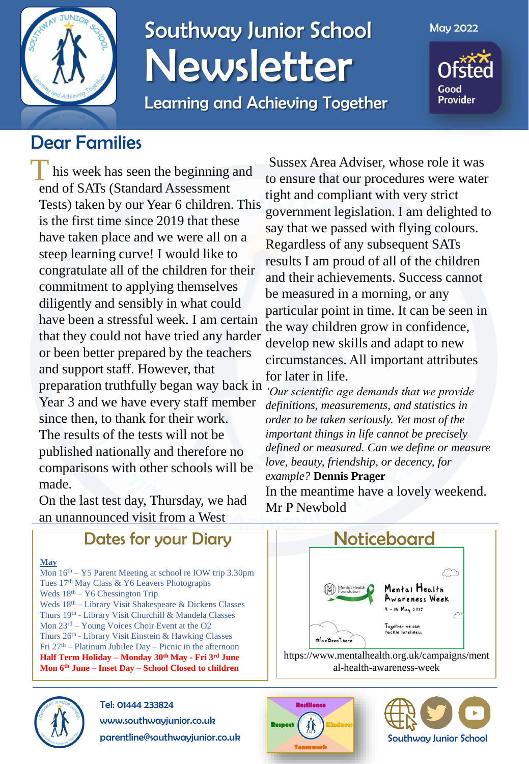# Southway Junior School Newsletter

Learning and Achieving Together

May 2022

Ofsted Good Provider

## Dear Families

This week has seen the beginning and end of SATs (Standard Assessment Tests) taken by our Year 6 children. This is the first time since 2019 that these have taken place and we were all on a steep learning curve! I would like to congratulate all of the children for their commitment to applying themselves diligently and sensibly in what could have been a stressful week. I am certain that they could not have tried any harder or been better prepared by the teachers and support staff. However, that preparation truthfully began way back in Year 3 and we have every staff member since then, to thank for their work. The results of the tests will not be published nationally and therefore no comparisons with other schools will be made.

On the last test day, Thursday, we had an unannounced visit from a West Sussex Area Adviser, whose role it was to ensure that our procedures were water tight and compliant with very strict government legislation. I am delighted to say that we passed with flying colours. Regardless of any subsequent SATs results I am proud of all of the children and their achievements. Success cannot be measured in a morning, or any particular point in time. It can be seen in the way children grow in confidence, develop new skills and adapt to new circumstances. All important attributes for later in life.

*'Our scientific age demands that we provide definitions, measurements, and statistics in order to be taken seriously. Yet most of the important things in life cannot be precisely defined or measured. Can we define or measure love, beauty, friendship, or decency, for example?* **Dennis Prager**

In the meantime have a lovely weekend.

Mr P Newbold

## Dates for your Diary

**May**

Mon 16th – Y5 Parent Meeting at school re IOW trip 3.30pm
Tues 17th May Class & Y6 Leavers Photographs
Weds 18th – Y6 Chessington Trip
Weds 18th – Library Visit Shakespeare & Dickens Classes
Thurs 19th - Library Visit Churchill & Mandela Classes
Mon 23rd – Young Voices Choir Event at the O2
Thurs 26th - Library Visit Einstein & Hawking Classes
Fri 27th – Platinum Jubilee Day – Picnic in the afternoon
**Half Term Holiday – Monday 30th May - Fri 3rd June**
**Mon 6th June – Inset Day – School Closed to children**

## Noticeboard

Mental Health Foundation – Mental Health Awareness Week, 9 - 15 May 2022. Together we can tackle loneliness. #IveBeenThere

https://www.mentalhealth.org.uk/campaigns/mental-health-awareness-week

Tel: 01444 233824
www.southwayjunior.co.uk
parentline@southwayjunior.co.uk

Resilience · Respect · Kindness · Teamwork

Southway Junior School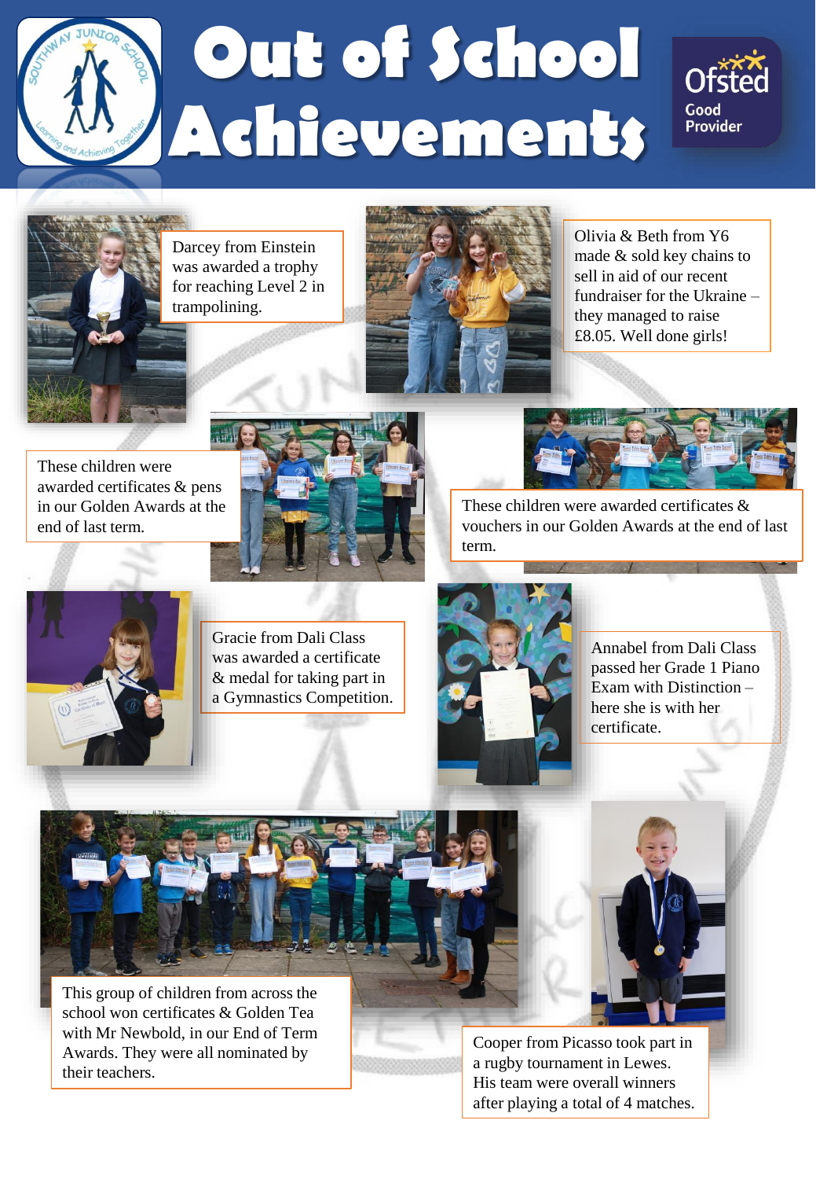# Out of School Achievements

Ofsted Good Provider

Darcey from Einstein was awarded a trophy for reaching Level 2 in trampolining.

Olivia & Beth from Y6 made & sold key chains to sell in aid of our recent fundraiser for the Ukraine – they managed to raise £8.05. Well done girls!

These children were awarded certificates & pens in our Golden Awards at the end of last term.

These children were awarded certificates & vouchers in our Golden Awards at the end of last term.

Gracie from Dali Class was awarded a certificate & medal for taking part in a Gymnastics Competition.

Annabel from Dali Class passed her Grade 1 Piano Exam with Distinction – here she is with her certificate.

This group of children from across the school won certificates & Golden Tea with Mr Newbold, in our End of Term Awards. They were all nominated by their teachers.

Cooper from Picasso took part in a rugby tournament in Lewes. His team were overall winners after playing a total of 4 matches.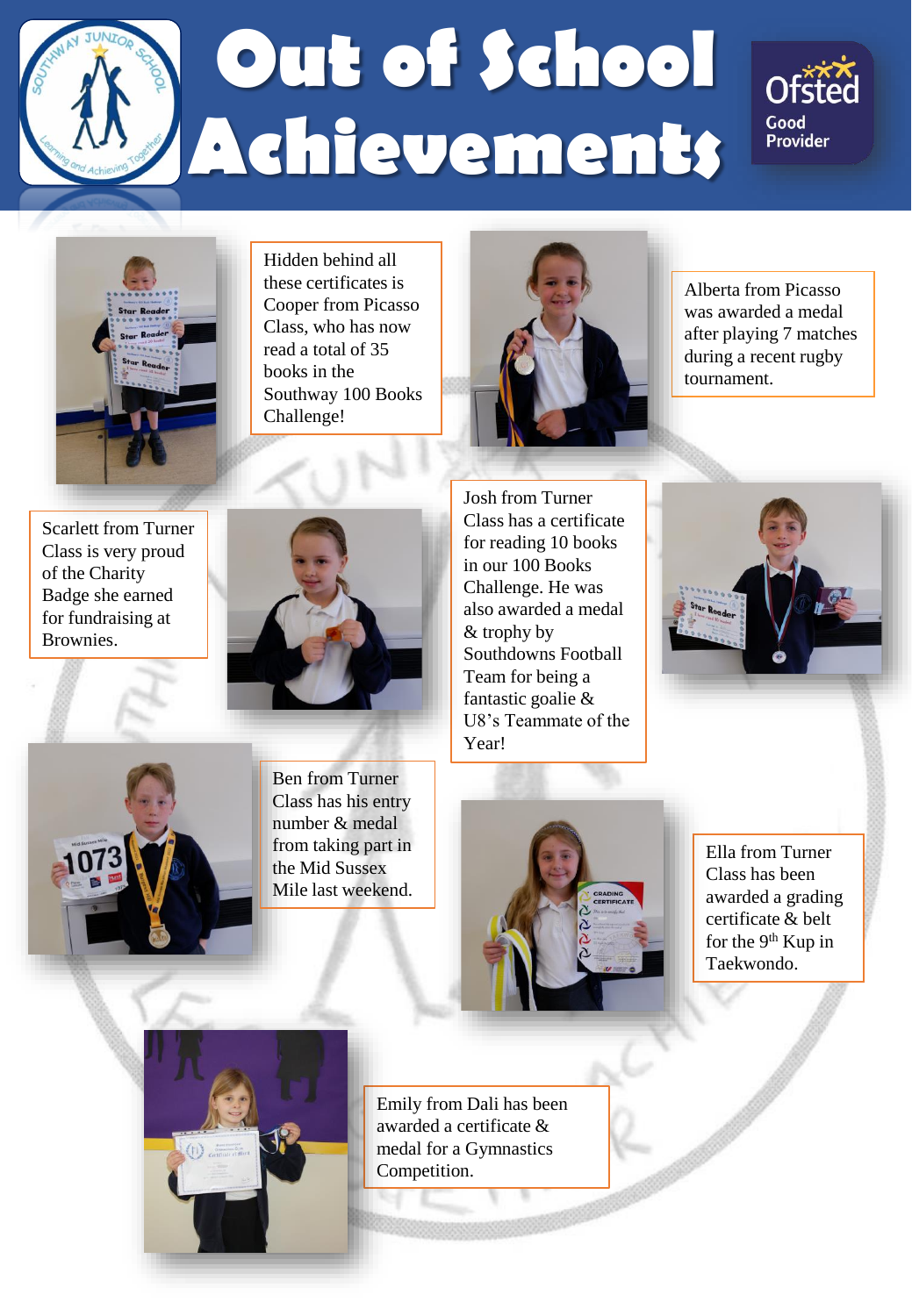# Out of School Achievements

Hidden behind all these certificates is Cooper from Picasso Class, who has now read a total of 35 books in the Southway 100 Books Challenge!

Alberta from Picasso was awarded a medal after playing 7 matches during a recent rugby tournament.

Scarlett from Turner Class is very proud of the Charity Badge she earned for fundraising at Brownies.

Josh from Turner Class has a certificate for reading 10 books in our 100 Books Challenge. He was also awarded a medal & trophy by Southdowns Football Team for being a fantastic goalie & U8's Teammate of the Year!

Ben from Turner Class has his entry number & medal from taking part in the Mid Sussex Mile last weekend.

Ella from Turner Class has been awarded a grading certificate & belt for the 9th Kup in Taekwondo.

Emily from Dali has been awarded a certificate & medal for a Gymnastics Competition.